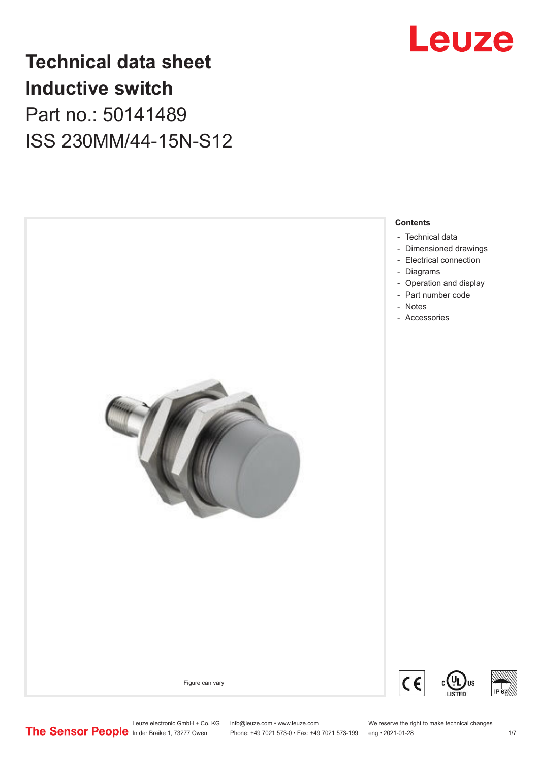# Technical data sheet
# Inductive switch

Part no.: 50141489

ISS 230MM/44-15N-S12

Figure can vary

**Contents**

- Technical data
- Dimensioned drawings
- Electrical connection
- Diagrams
- Operation and display
- Part number code
- Notes
- Accessories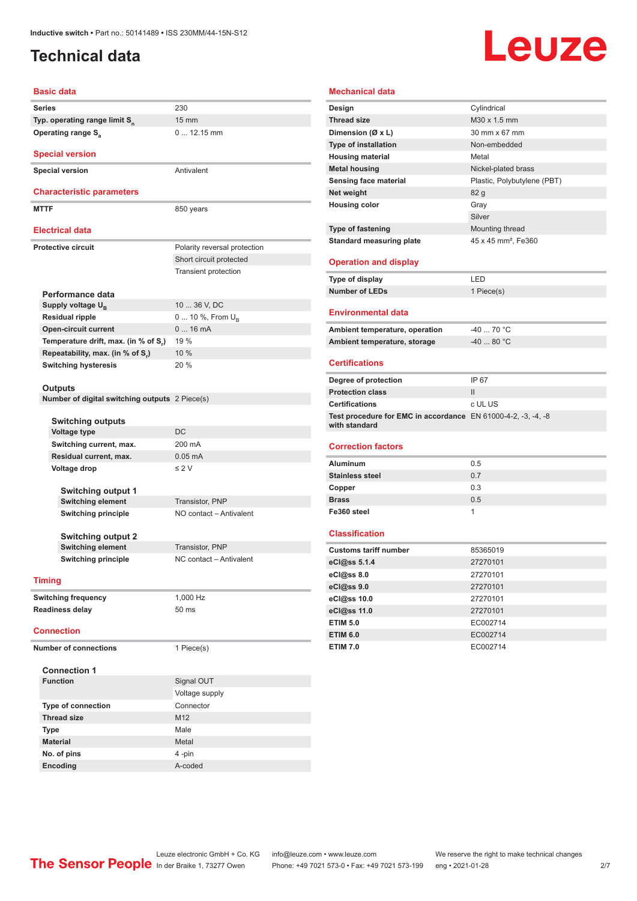# Technical data

## Basic data

| | |
|---|---|
| Series | 230 |
| Typ. operating range limit $S_n$ | 15 mm |
| Operating range $S_a$ | 0 ... 12.15 mm |

## Special version

| | |
|---|---|
| Special version | Antivalent |

## Characteristic parameters

| | |
|---|---|
| MTTF | 850 years |

## Electrical data

| | |
|---|---|
| Protective circuit | Polarity reversal protection |
| | Short circuit protected |
| | Transient protection |

### Performance data

| | |
|---|---|
| Supply voltage $U_B$ | 10 ... 36 V, DC |
| Residual ripple | 0 ... 10 %, From $U_B$ |
| Open-circuit current | 0 ... 16 mA |
| Temperature drift, max. (in % of $S_r$) | 19 % |
| Repeatability, max. (in % of $S_r$) | 10 % |
| Switching hysteresis | 20 % |

### Outputs

| | |
|---|---|
| Number of digital switching outputs | 2 Piece(s) |

#### Switching outputs

| | |
|---|---|
| Voltage type | DC |
| Switching current, max. | 200 mA |
| Residual current, max. | 0.05 mA |
| Voltage drop | ≤ 2 V |

##### Switching output 1

| | |
|---|---|
| Switching element | Transistor, PNP |
| Switching principle | NO contact – Antivalent |

##### Switching output 2

| | |
|---|---|
| Switching element | Transistor, PNP |
| Switching principle | NC contact – Antivalent |

## Timing

| | |
|---|---|
| Switching frequency | 1,000 Hz |
| Readiness delay | 50 ms |

## Connection

| | |
|---|---|
| Number of connections | 1 Piece(s) |

### Connection 1

| | |
|---|---|
| Function | Signal OUT |
| | Voltage supply |
| Type of connection | Connector |
| Thread size | M12 |
| Type | Male |
| Material | Metal |
| No. of pins | 4 -pin |
| Encoding | A-coded |

## Mechanical data

| | |
|---|---|
| Design | Cylindrical |
| Thread size | M30 x 1.5 mm |
| Dimension (Ø x L) | 30 mm x 67 mm |
| Type of installation | Non-embedded |
| Housing material | Metal |
| Metal housing | Nickel-plated brass |
| Sensing face material | Plastic, Polybutylene (PBT) |
| Net weight | 82 g |
| Housing color | Gray |
| | Silver |
| Type of fastening | Mounting thread |
| Standard measuring plate | 45 x 45 mm², Fe360 |

## Operation and display

| | |
|---|---|
| Type of display | LED |
| Number of LEDs | 1 Piece(s) |

## Environmental data

| | |
|---|---|
| Ambient temperature, operation | -40 ... 70 °C |
| Ambient temperature, storage | -40 ... 80 °C |

## Certifications

| | |
|---|---|
| Degree of protection | IP 67 |
| Protection class | II |
| Certifications | c UL US |
| Test procedure for EMC in accordance with standard | EN 61000-4-2, -3, -4, -8 |

## Correction factors

| | |
|---|---|
| Aluminum | 0.5 |
| Stainless steel | 0.7 |
| Copper | 0.3 |
| Brass | 0.5 |
| Fe360 steel | 1 |

## Classification

| | |
|---|---|
| Customs tariff number | 85365019 |
| eCl@ss 5.1.4 | 27270101 |
| eCl@ss 8.0 | 27270101 |
| eCl@ss 9.0 | 27270101 |
| eCl@ss 10.0 | 27270101 |
| eCl@ss 11.0 | 27270101 |
| ETIM 5.0 | EC002714 |
| ETIM 6.0 | EC002714 |
| ETIM 7.0 | EC002714 |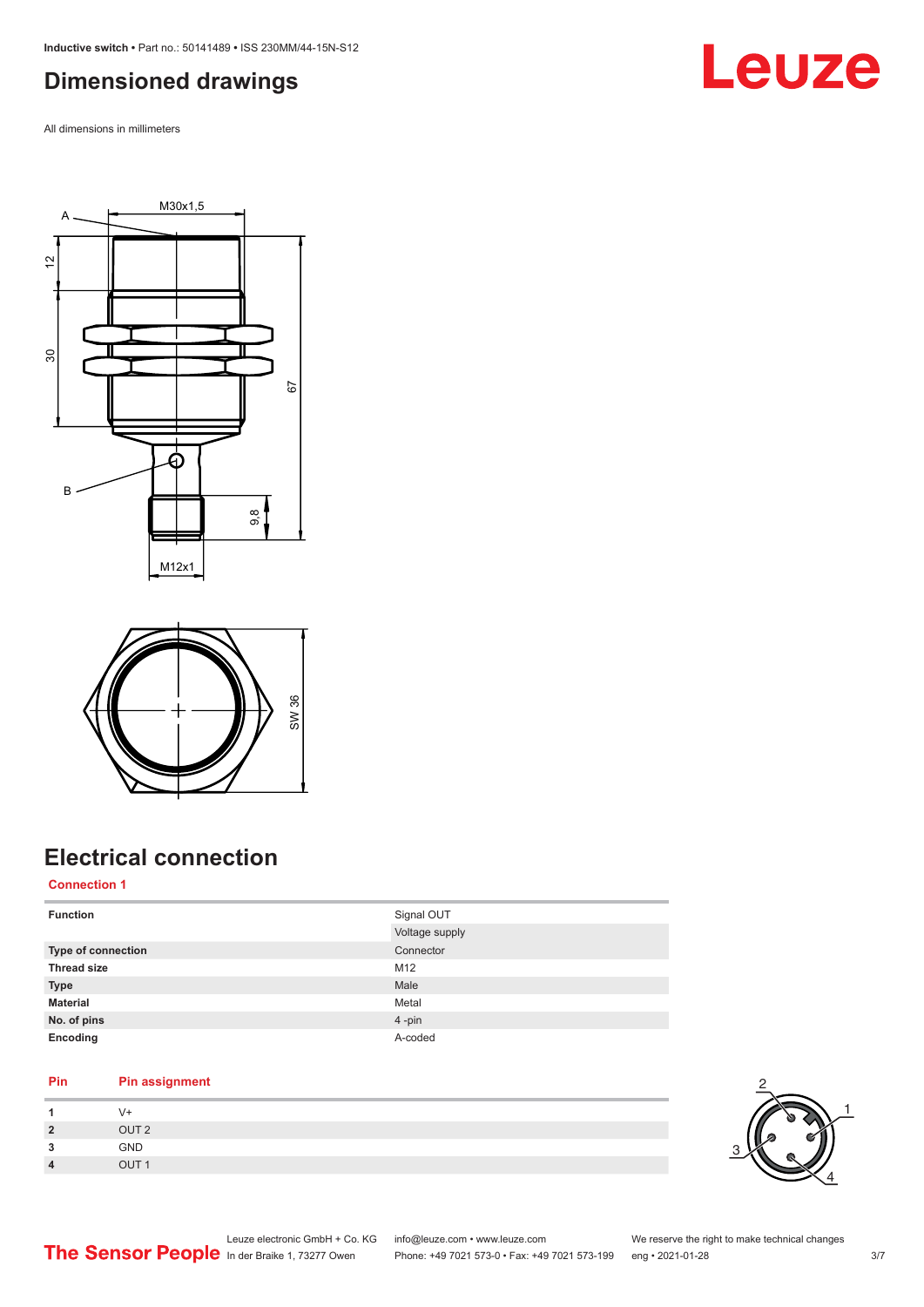## Dimensioned drawings

All dimensions in millimeters

A

M30x1,5

12

30

67

B

9.8

M12x1

SW 36

## Electrical connection

**Connection 1**

| | |
|---|---|
| **Function** | Signal OUT |
| | Voltage supply |
| **Type of connection** | Connector |
| **Thread size** | M12 |
| **Type** | Male |
| **Material** | Metal |
| **No. of pins** | 4 -pin |
| **Encoding** | A-coded |

| Pin | Pin assignment |
|---|---|
| **1** | V+ |
| **2** | OUT 2 |
| **3** | GND |
| **4** | OUT 1 |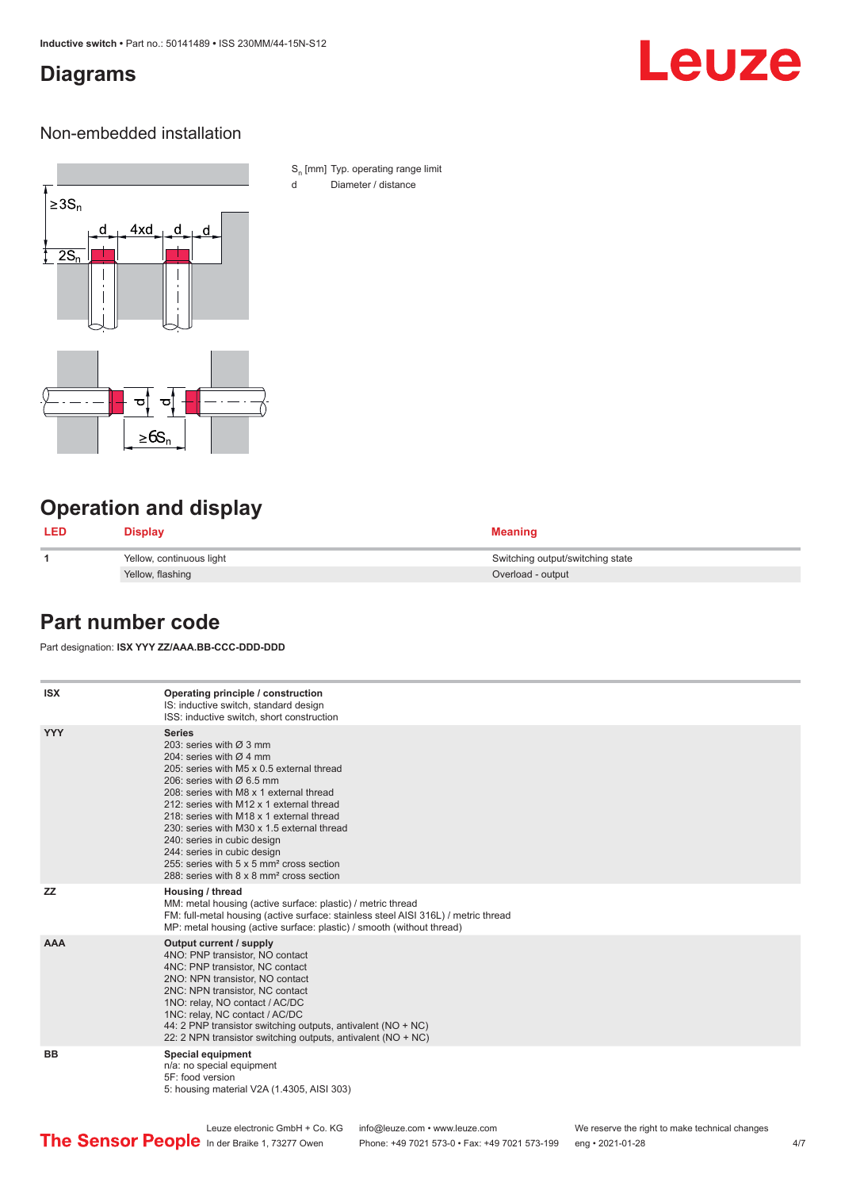# Diagrams

## Non-embedded installation

$S_n$ [mm] Typ. operating range limit
d Diameter / distance

# Operation and display

| LED | Display | Meaning |
|---|---|---|
| 1 | Yellow, continuous light | Switching output/switching state |
| | Yellow, flashing | Overload - output |

# Part number code

Part designation: **ISX YYY ZZ/AAA.BB-CCC-DDD-DDD**

| | |
|---|---|
| ISX | **Operating principle / construction**<br>IS: inductive switch, standard design<br>ISS: inductive switch, short construction |
| YYY | **Series**<br>203: series with Ø 3 mm<br>204: series with Ø 4 mm<br>205: series with M5 x 0.5 external thread<br>206: series with Ø 6.5 mm<br>208: series with M8 x 1 external thread<br>212: series with M12 x 1 external thread<br>218: series with M18 x 1 external thread<br>230: series with M30 x 1.5 external thread<br>240: series in cubic design<br>244: series in cubic design<br>255: series with 5 x 5 mm² cross section<br>288: series with 8 x 8 mm² cross section |
| ZZ | **Housing / thread**<br>MM: metal housing (active surface: plastic) / metric thread<br>FM: full-metal housing (active surface: stainless steel AISI 316L) / metric thread<br>MP: metal housing (active surface: plastic) / smooth (without thread) |
| AAA | **Output current / supply**<br>4NO: PNP transistor, NO contact<br>4NC: PNP transistor, NC contact<br>2NO: NPN transistor, NO contact<br>2NC: NPN transistor, NC contact<br>1NO: relay, NO contact / AC/DC<br>1NC: relay, NC contact / AC/DC<br>44: 2 PNP transistor switching outputs, antivalent (NO + NC)<br>22: 2 NPN transistor switching outputs, antivalent (NO + NC) |
| BB | **Special equipment**<br>n/a: no special equipment<br>5F: food version<br>5: housing material V2A (1.4305, AISI 303) |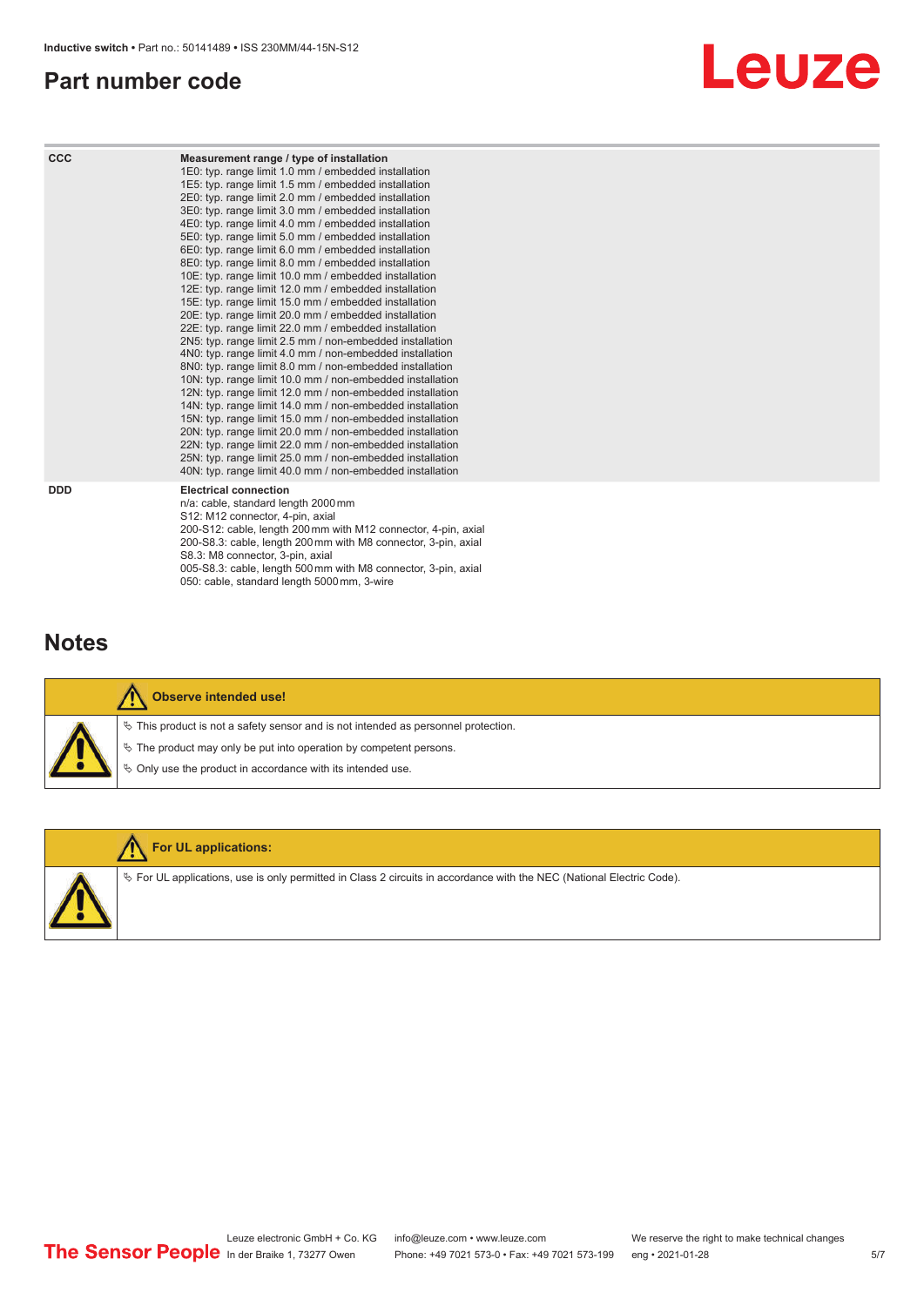## Part number code

| | |
|---|---|
| CCC | **Measurement range / type of installation**<br>1E0: typ. range limit 1.0 mm / embedded installation<br>1E5: typ. range limit 1.5 mm / embedded installation<br>2E0: typ. range limit 2.0 mm / embedded installation<br>3E0: typ. range limit 3.0 mm / embedded installation<br>4E0: typ. range limit 4.0 mm / embedded installation<br>5E0: typ. range limit 5.0 mm / embedded installation<br>6E0: typ. range limit 6.0 mm / embedded installation<br>8E0: typ. range limit 8.0 mm / embedded installation<br>10E: typ. range limit 10.0 mm / embedded installation<br>12E: typ. range limit 12.0 mm / embedded installation<br>15E: typ. range limit 15.0 mm / embedded installation<br>20E: typ. range limit 20.0 mm / embedded installation<br>22E: typ. range limit 22.0 mm / embedded installation<br>2N5: typ. range limit 2.5 mm / non-embedded installation<br>4N0: typ. range limit 4.0 mm / non-embedded installation<br>8N0: typ. range limit 8.0 mm / non-embedded installation<br>10N: typ. range limit 10.0 mm / non-embedded installation<br>12N: typ. range limit 12.0 mm / non-embedded installation<br>14N: typ. range limit 14.0 mm / non-embedded installation<br>15N: typ. range limit 15.0 mm / non-embedded installation<br>20N: typ. range limit 20.0 mm / non-embedded installation<br>22N: typ. range limit 22.0 mm / non-embedded installation<br>25N: typ. range limit 25.0 mm / non-embedded installation<br>40N: typ. range limit 40.0 mm / non-embedded installation |
| DDD | **Electrical connection**<br>n/a: cable, standard length 2000 mm<br>S12: M12 connector, 4-pin, axial<br>200-S12: cable, length 200 mm with M12 connector, 4-pin, axial<br>200-S8.3: cable, length 200 mm with M8 connector, 3-pin, axial<br>S8.3: M8 connector, 3-pin, axial<br>005-S8.3: cable, length 500 mm with M8 connector, 3-pin, axial<br>050: cable, standard length 5000 mm, 3-wire |

## Notes

**Observe intended use!**

- This product is not a safety sensor and is not intended as personnel protection.
- The product may only be put into operation by competent persons.
- Only use the product in accordance with its intended use.

**For UL applications:**

- For UL applications, use is only permitted in Class 2 circuits in accordance with the NEC (National Electric Code).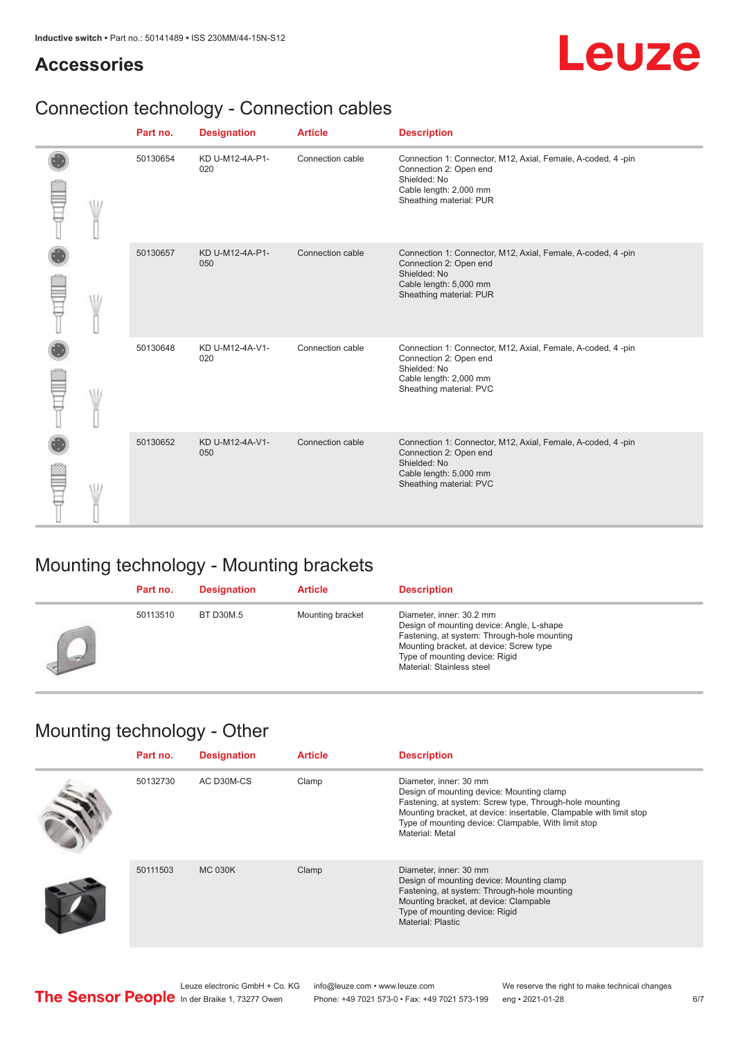## Accessories

## Connection technology - Connection cables

| Part no. | Designation | Article | Description |
|---|---|---|---|
| 50130654 | KD U-M12-4A-P1-020 | Connection cable | Connection 1: Connector, M12, Axial, Female, A-coded, 4 -pin<br>Connection 2: Open end<br>Shielded: No<br>Cable length: 2,000 mm<br>Sheathing material: PUR |
| 50130657 | KD U-M12-4A-P1-050 | Connection cable | Connection 1: Connector, M12, Axial, Female, A-coded, 4 -pin<br>Connection 2: Open end<br>Shielded: No<br>Cable length: 5,000 mm<br>Sheathing material: PUR |
| 50130648 | KD U-M12-4A-V1-020 | Connection cable | Connection 1: Connector, M12, Axial, Female, A-coded, 4 -pin<br>Connection 2: Open end<br>Shielded: No<br>Cable length: 2,000 mm<br>Sheathing material: PVC |
| 50130652 | KD U-M12-4A-V1-050 | Connection cable | Connection 1: Connector, M12, Axial, Female, A-coded, 4 -pin<br>Connection 2: Open end<br>Shielded: No<br>Cable length: 5,000 mm<br>Sheathing material: PVC |

## Mounting technology - Mounting brackets

| Part no. | Designation | Article | Description |
|---|---|---|---|
| 50113510 | BT D30M.5 | Mounting bracket | Diameter, inner: 30.2 mm<br>Design of mounting device: Angle, L-shape<br>Fastening, at system: Through-hole mounting<br>Mounting bracket, at device: Screw type<br>Type of mounting device: Rigid<br>Material: Stainless steel |

## Mounting technology - Other

| Part no. | Designation | Article | Description |
|---|---|---|---|
| 50132730 | AC D30M-CS | Clamp | Diameter, inner: 30 mm<br>Design of mounting device: Mounting clamp<br>Fastening, at system: Screw type, Through-hole mounting<br>Mounting bracket, at device: insertable, Clampable with limit stop<br>Type of mounting device: Clampable, With limit stop<br>Material: Metal |
| 50111503 | MC 030K | Clamp | Diameter, inner: 30 mm<br>Design of mounting device: Mounting clamp<br>Fastening, at system: Through-hole mounting<br>Mounting bracket, at device: Clampable<br>Type of mounting device: Rigid<br>Material: Plastic |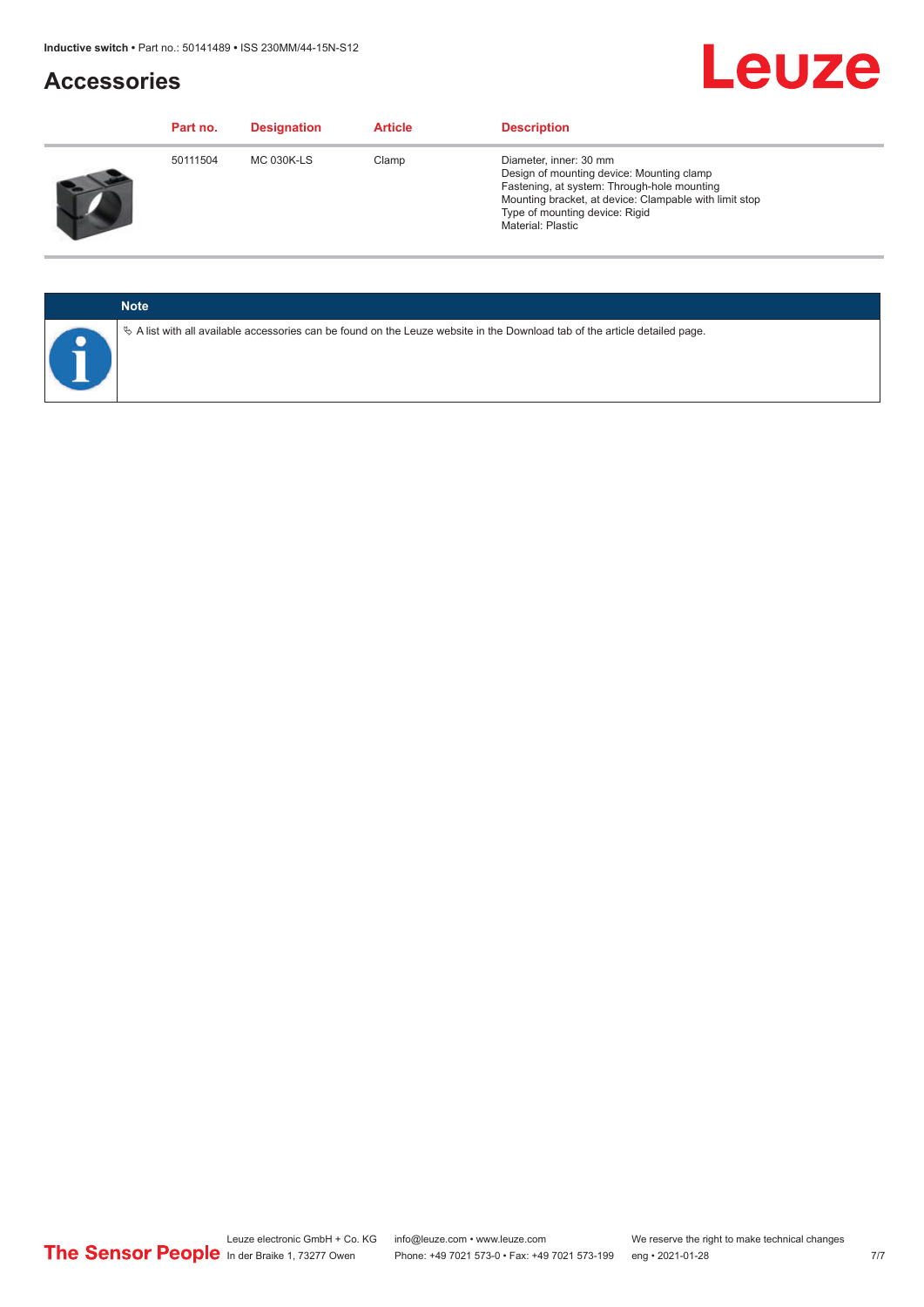## Accessories

| Part no. | Designation | Article | Description |
|---|---|---|---|
| 50111504 | MC 030K-LS | Clamp | Diameter, inner: 30 mm<br>Design of mounting device: Mounting clamp<br>Fastening, at system: Through-hole mounting<br>Mounting bracket, at device: Clampable with limit stop<br>Type of mounting device: Rigid<br>Material: Plastic |

**Note**

✎ A list with all available accessories can be found on the Leuze website in the Download tab of the article detailed page.